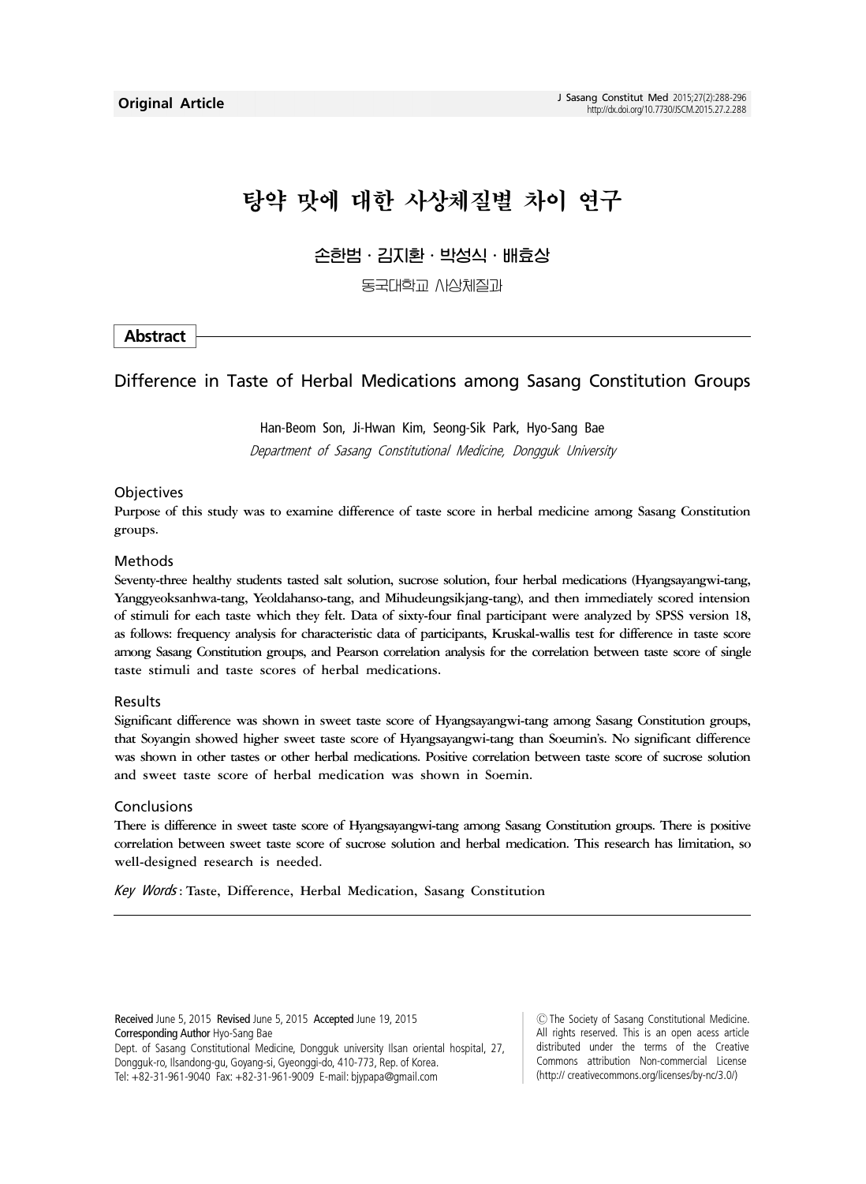**Original Article**

# 탕약 맛에 대한 사상체질별 차이 연구

손한범 · 김지환 · 박성식 · 배효상

동국대학교 사상체질과

## Abstract

### Difference in Taste of Herbal Medications among Sasang Constitution Groups

Han-Beom Son, Ji-Hwan Kim, Seong-Sik Park, Hyo-Sang Bae

*Department of Sasang Constitutional Medicine, Dongguk University*

#### Objectives

Purpose of this study was to examine difference of taste score in herbal medicine among Sasang Constitution groups.

#### Methods

Seventy-three healthy students tasted salt solution, sucrose solution, four herbal medications (Hyangsayangwi-tang, Yanggyeoksanhwa-tang, Yeoldahanso-tang, and Mihudeungsikjang-tang), and then immediately scored intension of stimuli for each taste which they felt. Data of sixty-four final participant were analyzed by SPSS version 18, as follows: frequency analysis for characteristic data of participants, Kruskal-wallis test for difference in taste score among Sasang Constitution groups, and Pearson correlation analysis for the correlation between taste score of single taste stimuli and taste scores of herbal medications.

#### Results

Significant difference was shown in sweet taste score of Hyangsayangwi-tang among Sasang Constitution groups, that Soyangin showed higher sweet taste score of Hyangsayangwi-tang than Soeumin's. No significant difference was shown in other tastes or other herbal medications. Positive correlation between taste score of sucrose solution and sweet taste score of herbal medication was shown in Soemin.

#### Conclusions

There is difference in sweet taste score of Hyangsayangwi-tang among Sasang Constitution groups. There is positive correlation between sweet taste score of sucrose solution and herbal medication. This research has limitation, so well-designed research is needed.

*Key Words* : Taste, Difference, Herbal Medication, Sasang Constitution

---

**Received** June 5, 2015 **Revised** June 5, 2015 **Accepted** June 19, 2015
**Corresponding Author** Hyo-Sang Bae
Dept. of Sasang Constitutional Medicine, Dongguk university Ilsan oriental hospital, 27, Dongguk-ro, Ilsandong-gu, Goyang-si, Gyeonggi-do, 410-773, Rep. of Korea.
Tel: +82-31-961-9040 Fax: +82-31-961-9009 E-mail: bjypapa@gmail.com

ⓒ The Society of Sasang Constitutional Medicine. All rights reserved. This is an open acess article distributed under the terms of the Creative Commons attribution Non-commercial License (http:// creativecommons.org/licenses/by-nc/3.0/)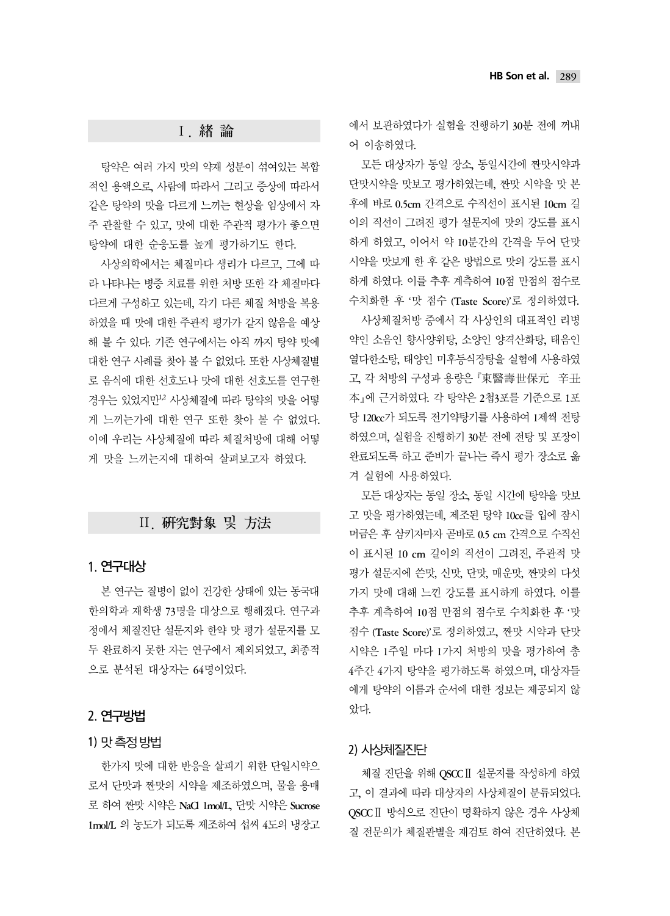## Ⅰ. 緖 論

탕약은 여러 가지 맛의 약재 성분이 섞여있는 복합적인 용액으로, 사람에 따라서 그리고 증상에 따라서 같은 탕약의 맛을 다르게 느끼는 현상을 임상에서 자주 관찰할 수 있고, 맛에 대한 주관적 평가가 좋으면 탕약에 대한 순응도를 높게 평가하기도 한다.

사상의학에서는 체질마다 생리가 다르고, 그에 따라 나타나는 병증 치료를 위한 처방 또한 각 체질마다 다르게 구성하고 있는데, 각기 다른 체질 처방을 복용하였을 때 맛에 대한 주관적 평가가 같지 않음을 예상해 볼 수 있다. 기존 연구에서는 아직 까지 탕약 맛에 대한 연구 사례를 찾아 볼 수 없었다. 또한 사상체질별로 음식에 대한 선호도나 맛에 대한 선호도를 연구한 경우는 있었지만[1,2] 사상체질에 따라 탕약의 맛을 어떻게 느끼는가에 대한 연구 또한 찾아 볼 수 없었다. 이에 우리는 사상체질에 따라 체질처방에 대해 어떻게 맛을 느끼는지에 대하여 살펴보고자 하였다.

## Ⅱ. 硏究對象 및 方法

### 1. 연구대상

본 연구는 질병이 없이 건강한 상태에 있는 동국대 한의학과 재학생 73명을 대상으로 행해졌다. 연구과정에서 체질진단 설문지와 한약 맛 평가 설문지를 모두 완료하지 못한 자는 연구에서 제외되었고, 최종적으로 분석된 대상자는 64명이었다.

### 2. 연구방법

#### 1) 맛 측정 방법

한가지 맛에 대한 반응을 살피기 위한 단일시약으로서 단맛과 짠맛의 시약을 제조하였으며, 물을 용매로 하여 짠맛 시약은 NaCl 1mol/L, 단맛 시약은 Sucrose 1mol/L 의 농도가 되도록 제조하여 섭씨 4도의 냉장고에서 보관하였다가 실험을 진행하기 30분 전에 꺼내어 이송하였다.

모든 대상자가 동일 장소, 동일시간에 짠맛시약과 단맛시약을 맛보고 평가하였는데, 짠맛 시약을 맛 본 후에 바로 0.5cm 간격으로 수직선이 표시된 10cm 길이의 직선이 그려진 평가 설문지에 맛의 강도를 표시하게 하였고, 이어서 약 10분간의 간격을 두어 단맛 시약을 맛보게 한 후 같은 방법으로 맛의 강도를 표시하게 하였다. 이를 추후 계측하여 10점 만점의 점수로 수치화한 후 '맛 점수 (Taste Score)'로 정의하였다.

사상체질처방 중에서 각 사상인의 대표적인 리병약인 소음인 향사양위탕, 소양인 양격산화탕, 태음인 열다한소탕, 태양인 미후등식장탕을 실험에 사용하였고, 각 처방의 구성과 용량은 『東醫壽世保元 辛丑本』에 근거하였다. 각 탕약은 2첩3포를 기준으로 1포당 120cc가 되도록 전기약탕기를 사용하여 1제씩 전탕하였으며, 실험을 진행하기 30분 전에 전탕 및 포장이 완료되도록 하고 준비가 끝나는 즉시 평가 장소로 옮겨 실험에 사용하였다.

모든 대상자는 동일 장소, 동일 시간에 탕약을 맛보고 맛을 평가하였는데, 제조된 탕약 10cc를 입에 잠시 머금은 후 삼키자마자 곧바로 0.5 cm 간격으로 수직선이 표시된 10 cm 길이의 직선이 그려진, 주관적 맛 평가 설문지에 쓴맛, 신맛, 단맛, 매운맛, 짠맛의 다섯 가지 맛에 대해 느낀 강도를 표시하게 하였다. 이를 추후 계측하여 10점 만점의 점수로 수치화한 후 '맛 점수 (Taste Score)'로 정의하였고, 짠맛 시약과 단맛 시약은 1주일 마다 1가지 처방의 맛을 평가하여 총 4주간 4가지 탕약을 평가하도록 하였으며, 대상자들에게 탕약의 이름과 순서에 대한 정보는 제공되지 않았다.

#### 2) 사상체질진단

체질 진단을 위해 QSCCⅡ 설문지를 작성하게 하였고, 이 결과에 따라 대상자의 사상체질이 분류되었다. QSCCⅡ 방식으로 진단이 명확하지 않은 경우 사상체질 전문의가 체질판별을 재검토 하여 진단하였다. 본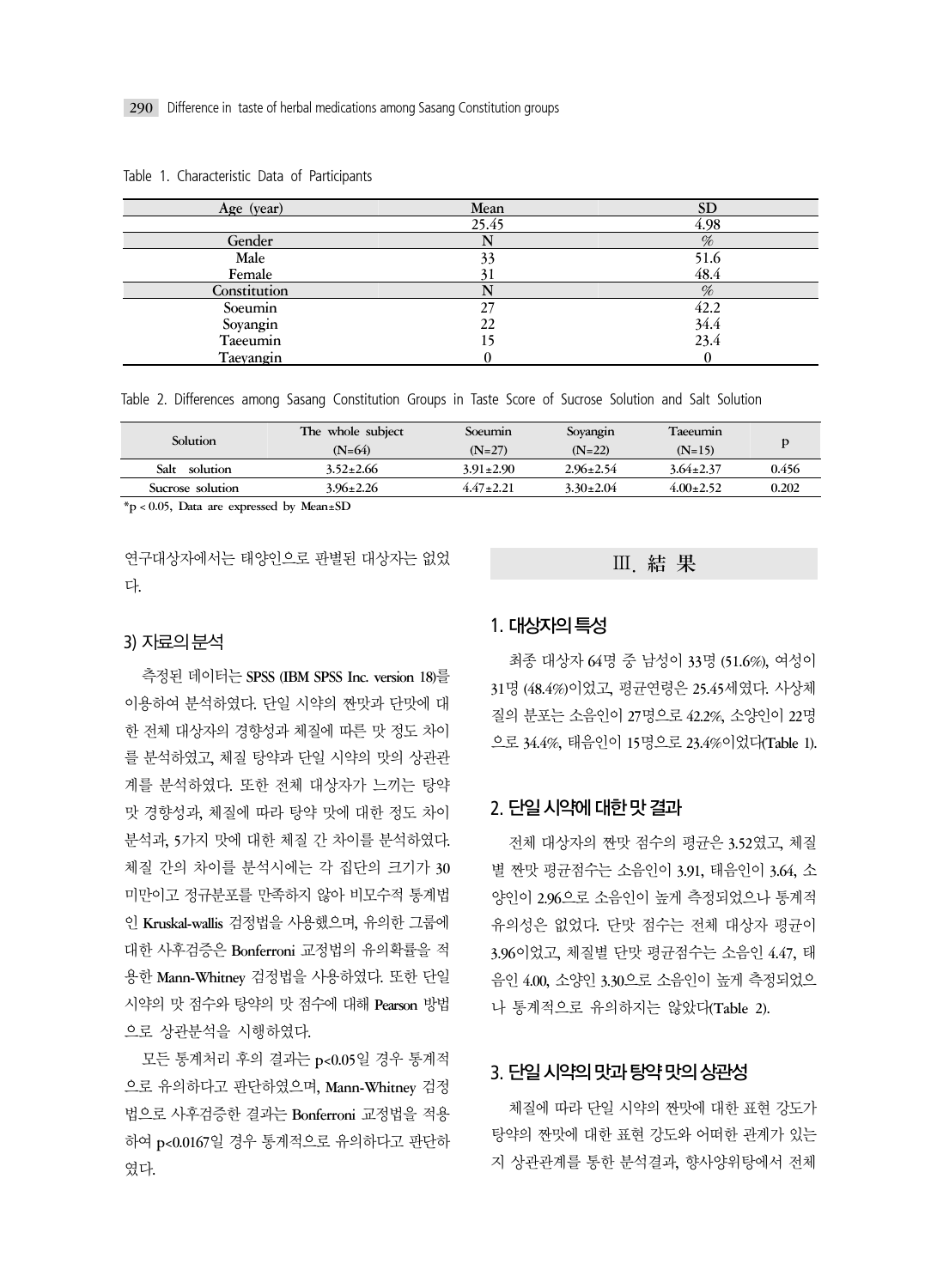Table 1. Characteristic Data of Participants

| Age (year) | Mean | SD |
|---|---|---|
| | 25.45 | 4.98 |
| Gender | N | % |
| Male | 33 | 51.6 |
| Female | 31 | 48.4 |
| Constitution | N | % |
| Soeumin | 27 | 42.2 |
| Soyangin | 22 | 34.4 |
| Taeeumin | 15 | 23.4 |
| Taeyangin | 0 | 0 |

Table 2. Differences among Sasang Constitution Groups in Taste Score of Sucrose Solution and Salt Solution

| Solution | The whole subject (N=64) | Soeumin (N=27) | Soyangin (N=22) | Taeeumin (N=15) | p |
|---|---|---|---|---|---|
| Salt solution | 3.52±2.66 | 3.91±2.90 | 2.96±2.54 | 3.64±2.37 | 0.456 |
| Sucrose solution | 3.96±2.26 | 4.47±2.21 | 3.30±2.04 | 4.00±2.52 | 0.202 |

*p < 0.05, Data are expressed by Mean±SD

연구대상자에서는 태양인으로 판별된 대상자는 없었다.

### 3) 자료의 분석

측정된 데이터는 SPSS (IBM SPSS Inc. version 18)를 이용하여 분석하였다. 단일 시약의 짠맛과 단맛에 대한 전체 대상자의 경향성과 체질에 따른 맛 정도 차이를 분석하였고, 체질 탕약과 단일 시약의 맛의 상관관계를 분석하였다. 또한 전체 대상자가 느끼는 탕약 맛 경향성과, 체질에 따라 탕약 맛에 대한 정도 차이 분석과, 5가지 맛에 대한 체질 간 차이를 분석하였다. 체질 간의 차이를 분석시에는 각 집단의 크기가 30 미만이고 정규분포를 만족하지 않아 비모수적 통계법인 Kruskal-wallis 검정법을 사용했으며, 유의한 그룹에 대한 사후검증은 Bonferroni 교정법의 유의확률을 적용한 Mann-Whitney 검정법을 사용하였다. 또한 단일 시약의 맛 점수와 탕약의 맛 점수에 대해 Pearson 방법으로 상관분석을 시행하였다.

모든 통계처리 후의 결과는 $p<0.05$일 경우 통계적으로 유의하다고 판단하였으며, Mann-Whitney 검정법으로 사후검증한 결과는 Bonferroni 교정법을 적용하여 $p<0.0167$일 경우 통계적으로 유의하다고 판단하였다.

## Ⅲ. 結 果

### 1. 대상자의 특성

최종 대상자 64명 중 남성이 33명 (51.6%), 여성이 31명 (48.4%)이었고, 평균연령은 25.45세였다. 사상체질의 분포는 소음인이 27명으로 42.2%, 소양인이 22명으로 34.4%, 태음인이 15명으로 23.4%이었다(Table 1).

### 2. 단일 시약에 대한 맛 결과

전체 대상자의 짠맛 점수의 평균은 3.52였고, 체질별 짠맛 평균점수는 소음인이 3.91, 태음인이 3.64, 소양인이 2.96으로 소음인이 높게 측정되었으나 통계적 유의성은 없었다. 단맛 점수는 전체 대상자 평균이 3.96이었고, 체질별 단맛 평균점수는 소음인 4.47, 태음인 4.00, 소양인 3.30으로 소음인이 높게 측정되었으나 통계적으로 유의하지는 않았다(Table 2).

### 3. 단일 시약의 맛과 탕약 맛의 상관성

체질에 따라 단일 시약의 짠맛에 대한 표현 강도가 탕약의 짠맛에 대한 표현 강도와 어떠한 관계가 있는지 상관관계를 통한 분석결과, 향사양위탕에서 전체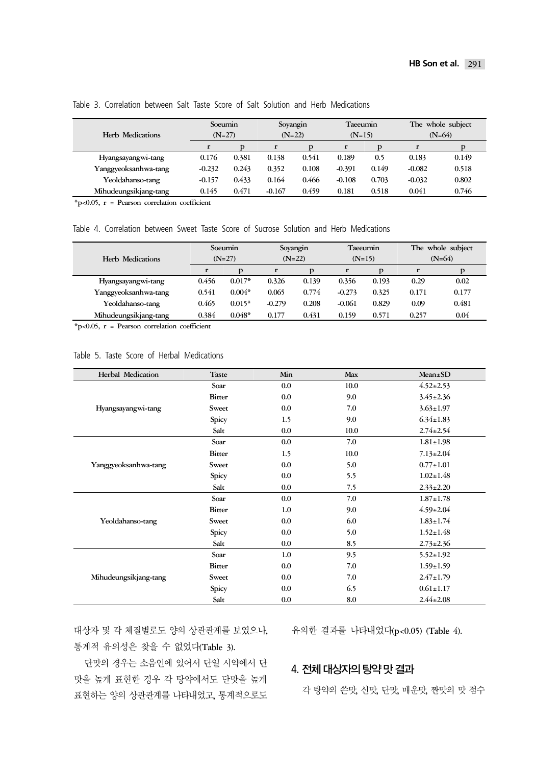Table 3. Correlation between Salt Taste Score of Salt Solution and Herb Medications

| Herb Medications | Soeumin (N=27) | | Soyangin (N=22) | | Taeeumin (N=15) | | The whole subject (N=64) | |
|---|---|---|---|---|---|---|---|---|
| | r | p | r | p | r | p | r | p |
| Hyangsayangwi-tang | 0.176 | 0.381 | 0.138 | 0.541 | 0.189 | 0.5 | 0.183 | 0.149 |
| Yanggyeoksanhwa-tang | -0.232 | 0.243 | 0.352 | 0.108 | -0.391 | 0.149 | -0.082 | 0.518 |
| Yeoldahanso-tang | -0.157 | 0.433 | 0.164 | 0.466 | -0.108 | 0.703 | -0.032 | 0.802 |
| Mihudeungsikjang-tang | 0.145 | 0.471 | -0.167 | 0.459 | 0.181 | 0.518 | 0.041 | 0.746 |

*$p<0.05$, r = Pearson correlation coefficient

Table 4. Correlation between Sweet Taste Score of Sucrose Solution and Herb Medications

| Herb Medications | Soeumin (N=27) | | Soyangin (N=22) | | Taeeumin (N=15) | | The whole subject (N=64) | |
|---|---|---|---|---|---|---|---|---|
| | r | p | r | p | r | p | r | p |
| Hyangsayangwi-tang | 0.456 | 0.017* | 0.326 | 0.139 | 0.356 | 0.193 | 0.29 | 0.02 |
| Yanggyeoksanhwa-tang | 0.541 | 0.004* | 0.065 | 0.774 | -0.273 | 0.325 | 0.171 | 0.177 |
| Yeoldahanso-tang | 0.465 | 0.015* | -0.279 | 0.208 | -0.061 | 0.829 | 0.09 | 0.481 |
| Mihudeungsikjang-tang | 0.384 | 0.048* | 0.177 | 0.431 | 0.159 | 0.571 | 0.257 | 0.04 |

*$p<0.05$, r = Pearson correlation coefficient

Table 5. Taste Score of Herbal Medications

| Herbal Medication | Taste | Min | Max | Mean±SD |
|---|---|---|---|---|
| Hyangsayangwi-tang | Soar | 0.0 | 10.0 | 4.52±2.53 |
| | Bitter | 0.0 | 9.0 | 3.45±2.36 |
| | Sweet | 0.0 | 7.0 | 3.63±1.97 |
| | Spicy | 1.5 | 9.0 | 6.34±1.83 |
| | Salt | 0.0 | 10.0 | 2.74±2.54 |
| Yanggyeoksanhwa-tang | Soar | 0.0 | 7.0 | 1.81±1.98 |
| | Bitter | 1.5 | 10.0 | 7.13±2.04 |
| | Sweet | 0.0 | 5.0 | 0.77±1.01 |
| | Spicy | 0.0 | 5.5 | 1.02±1.48 |
| | Salt | 0.0 | 7.5 | 2.33±2.20 |
| Yeoldahanso-tang | Soar | 0.0 | 7.0 | 1.87±1.78 |
| | Bitter | 1.0 | 9.0 | 4.59±2.04 |
| | Sweet | 0.0 | 6.0 | 1.83±1.74 |
| | Spicy | 0.0 | 5.0 | 1.52±1.48 |
| | Salt | 0.0 | 8.5 | 2.73±2.36 |
| Mihudeungsikjang-tang | Soar | 1.0 | 9.5 | 5.52±1.92 |
| | Bitter | 0.0 | 7.0 | 1.59±1.59 |
| | Sweet | 0.0 | 7.0 | 2.47±1.79 |
| | Spicy | 0.0 | 6.5 | 0.61±1.17 |
| | Salt | 0.0 | 8.0 | 2.44±2.08 |

대상자 및 각 체질별로도 양의 상관관계를 보였으나, 통계적 유의성은 찾을 수 없었다(Table 3).

단맛의 경우는 소음인에 있어서 단일 시약에서 단맛을 높게 표현한 경우 각 탕약에서도 단맛을 높게 표현하는 양의 상관관계를 나타내었고, 통계적으로도 유의한 결과를 나타내었다($p<0.05$) (Table 4).

## 4. 전체 대상자의 탕약 맛 결과

각 탕약의 쓴맛, 신맛, 단맛, 매운맛, 짠맛의 맛 점수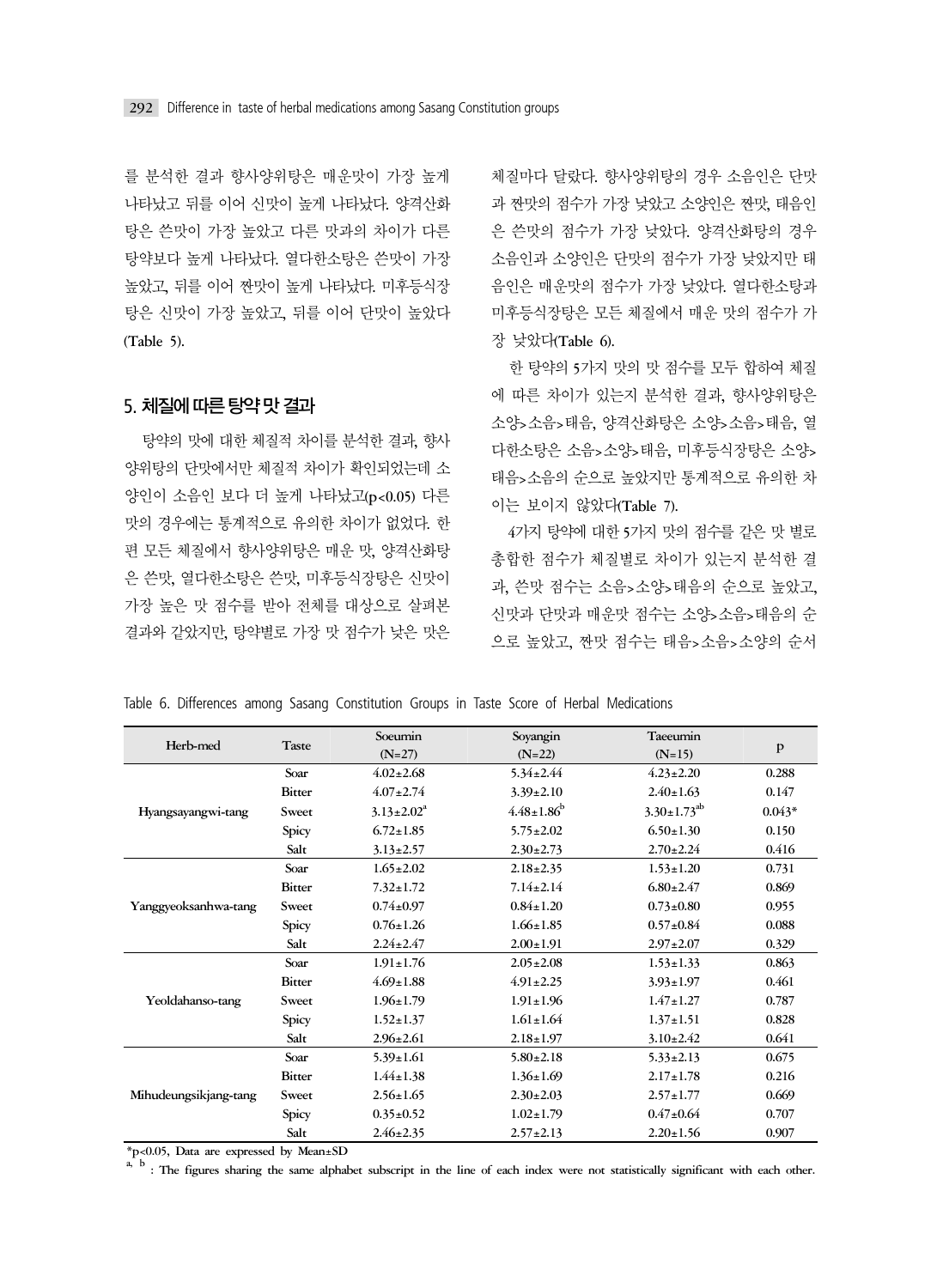를 분석한 결과 향사양위탕은 매운맛이 가장 높게 나타났고 뒤를 이어 신맛이 높게 나타났다. 양격산화탕은 쓴맛이 가장 높았고 다른 맛과의 차이가 다른 탕약보다 높게 나타났다. 열다한소탕은 쓴맛이 가장 높았고, 뒤를 이어 짠맛이 높게 나타났다. 미후등식장탕은 신맛이 가장 높았고, 뒤를 이어 단맛이 높았다 (Table 5).

## 5. 체질에 따른 탕약 맛 결과

탕약의 맛에 대한 체질적 차이를 분석한 결과, 향사양위탕의 단맛에서만 체질적 차이가 확인되었는데 소양인이 소음인 보다 더 높게 나타났고( $p<0.05$ ) 다른 맛의 경우에는 통계적으로 유의한 차이가 없었다. 한편 모든 체질에서 향사양위탕은 매운 맛, 양격산화탕은 쓴맛, 열다한소탕은 쓴맛, 미후등식장탕은 신맛이 가장 높은 맛 점수를 받아 전체를 대상으로 살펴본 결과와 같았지만, 탕약별로 가장 맛 점수가 낮은 맛은 체질마다 달랐다. 향사양위탕의 경우 소음인은 단맛과 짠맛의 점수가 가장 낮았고 소양인은 짠맛, 태음인은 쓴맛의 점수가 가장 낮았다. 양격산화탕의 경우 소음인과 소양인은 단맛의 점수가 가장 낮았지만 태음인은 매운맛의 점수가 가장 낮았다. 열다한소탕과 미후등식장탕은 모든 체질에서 매운 맛의 점수가 가장 낮았다(Table 6).

한 탕약의 5가지 맛의 맛 점수를 모두 합하여 체질에 따른 차이가 있는지 분석한 결과, 향사양위탕은 소양>소음>태음, 양격산화탕은 소양>소음>태음, 열다한소탕은 소음>소양>태음, 미후등식장탕은 소양>태음>소음의 순으로 높았지만 통계적으로 유의한 차이는 보이지 않았다(Table 7).

4가지 탕약에 대한 5가지 맛의 점수를 같은 맛 별로 총합한 점수가 체질별로 차이가 있는지 분석한 결과, 쓴맛 점수는 소음>소양>태음의 순으로 높았고, 신맛과 단맛과 매운맛 점수는 소양>소음>태음의 순으로 높았고, 짠맛 점수는 태음>소음>소양의 순서

Table 6. Differences among Sasang Constitution Groups in Taste Score of Herbal Medications

| Herb-med | Taste | Soeumin (N=27) | Soyangin (N=22) | Taeeumin (N=15) | p |
|---|---|---|---|---|---|
| Hyangsayangwi-tang | Soar | 4.02±2.68 | 5.34±2.44 | 4.23±2.20 | 0.288 |
| | Bitter | 4.07±2.74 | 3.39±2.10 | 2.40±1.63 | 0.147 |
| | Sweet | $3.13±2.02^{a}$ | $4.48±1.86^{b}$ | $3.30±1.73^{ab}$ | 0.043* |
| | Spicy | 6.72±1.85 | 5.75±2.02 | 6.50±1.30 | 0.150 |
| | Salt | 3.13±2.57 | 2.30±2.73 | 2.70±2.24 | 0.416 |
| Yanggyeoksanhwa-tang | Soar | 1.65±2.02 | 2.18±2.35 | 1.53±1.20 | 0.731 |
| | Bitter | 7.32±1.72 | 7.14±2.14 | 6.80±2.47 | 0.869 |
| | Sweet | 0.74±0.97 | 0.84±1.20 | 0.73±0.80 | 0.955 |
| | Spicy | 0.76±1.26 | 1.66±1.85 | 0.57±0.84 | 0.088 |
| | Salt | 2.24±2.47 | 2.00±1.91 | 2.97±2.07 | 0.329 |
| Yeoldahanso-tang | Soar | 1.91±1.76 | 2.05±2.08 | 1.53±1.33 | 0.863 |
| | Bitter | 4.69±1.88 | 4.91±2.25 | 3.93±1.97 | 0.461 |
| | Sweet | 1.96±1.79 | 1.91±1.96 | 1.47±1.27 | 0.787 |
| | Spicy | 1.52±1.37 | 1.61±1.64 | 1.37±1.51 | 0.828 |
| | Salt | 2.96±2.61 | 2.18±1.97 | 3.10±2.42 | 0.641 |
| Mihudeungsikjang-tang | Soar | 5.39±1.61 | 5.80±2.18 | 5.33±2.13 | 0.675 |
| | Bitter | 1.44±1.38 | 1.36±1.69 | 2.17±1.78 | 0.216 |
| | Sweet | 2.56±1.65 | 2.30±2.03 | 2.57±1.77 | 0.669 |
| | Spicy | 0.35±0.52 | 1.02±1.79 | 0.47±0.64 | 0.707 |
| | Salt | 2.46±2.35 | 2.57±2.13 | 2.20±1.56 | 0.907 |

*p<0.05, Data are expressed by Mean±SD

a, b : The figures sharing the same alphabet subscript in the line of each index were not statistically significant with each other.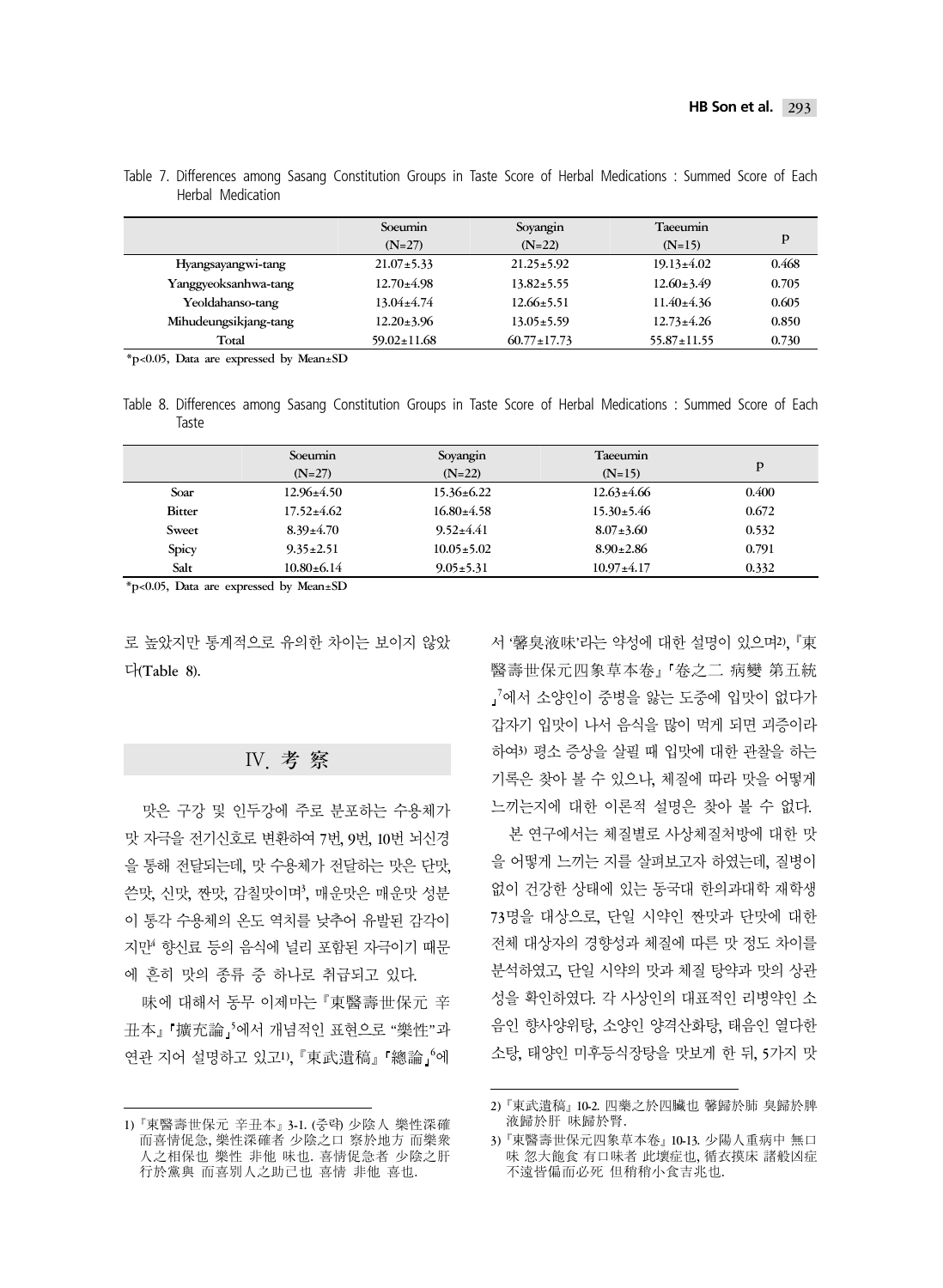Table 7. Differences among Sasang Constitution Groups in Taste Score of Herbal Medications : Summed Score of Each Herbal Medication

| | Soeumin (N=27) | Soyangin (N=22) | Taeeumin (N=15) | p |
|---|---|---|---|---|
| Hyangsayangwi-tang | 21.07±5.33 | 21.25±5.92 | 19.13±4.02 | 0.468 |
| Yanggyeoksanhwa-tang | 12.70±4.98 | 13.82±5.55 | 12.60±3.49 | 0.705 |
| Yeoldahanso-tang | 13.04±4.74 | 12.66±5.51 | 11.40±4.36 | 0.605 |
| Mihudeungsikjang-tang | 12.20±3.96 | 13.05±5.59 | 12.73±4.26 | 0.850 |
| Total | 59.02±11.68 | 60.77±17.73 | 55.87±11.55 | 0.730 |

*p<0.05, Data are expressed by Mean±SD

Table 8. Differences among Sasang Constitution Groups in Taste Score of Herbal Medications : Summed Score of Each Taste

| | Soeumin (N=27) | Soyangin (N=22) | Taeeumin (N=15) | p |
|---|---|---|---|---|
| Soar | 12.96±4.50 | 15.36±6.22 | 12.63±4.66 | 0.400 |
| Bitter | 17.52±4.62 | 16.80±4.58 | 15.30±5.46 | 0.672 |
| Sweet | 8.39±4.70 | 9.52±4.41 | 8.07±3.60 | 0.532 |
| Spicy | 9.35±2.51 | 10.05±5.02 | 8.90±2.86 | 0.791 |
| Salt | 10.80±6.14 | 9.05±5.31 | 10.97±4.17 | 0.332 |

*p<0.05, Data are expressed by Mean±SD

로 높았지만 통계적으로 유의한 차이는 보이지 않았다(Table 8).

## Ⅳ. 考 察

맛은 구강 및 인두강에 주로 분포하는 수용체가 맛 자극을 전기신호로 변환하여 7번, 9번, 10번 뇌신경을 통해 전달되는데, 맛 수용체가 전달하는 맛은 단맛, 쓴맛, 신맛, 짠맛, 감칠맛이며[3], 매운맛은 매운맛 성분이 통각 수용체의 온도 역치를 낮추어 유발된 감각이지만[4] 향신료 등의 음식에 널리 포함된 자극이기 때문에 흔히 맛의 종류 중 하나로 취급되고 있다.

味에 대해서 동무 이제마는『東醫壽世保元 辛丑本』「擴充論」[5]에서 개념적인 표현으로 "樂性"과 연관 지어 설명하고 있고[1)], 『東武遺稿』「總論」[6]에서 '馨臭液味'라는 약성에 대한 설명이 있으며[2)], 『東醫壽世保元四象草本卷』「卷之二 病變 第五統」[7]에서 소양인이 중병을 앓는 도중에 입맛이 없다가 갑자기 입맛이 나서 음식을 많이 먹게 되면 괴증이라 하여[3)] 평소 증상을 살필 때 입맛에 대한 관찰을 하는 기록은 찾아 볼 수 있으나, 체질에 따라 맛을 어떻게 느끼는지에 대한 이론적 설명은 찾아 볼 수 없다.

본 연구에서는 체질별로 사상체질처방에 대한 맛을 어떻게 느끼는 지를 살펴보고자 하였는데, 질병이 없이 건강한 상태에 있는 동국대 한의과대학 재학생 73명을 대상으로, 단일 시약인 짠맛과 단맛에 대한 전체 대상자의 경향성과 체질에 따른 맛 정도 차이를 분석하였고, 단일 시약의 맛과 체질 탕약과 맛의 상관성을 확인하였다. 각 사상인의 대표적인 리병약인 소음인 향사양위탕, 소양인 양격산화탕, 태음인 열다한소탕, 태양인 미후등식장탕을 맛보게 한 뒤, 5가지 맛

1) 『東醫壽世保元 辛丑本』3-1. (중략) 少陰人 樂性深確而喜情促急, 樂性深確者 少陰之口 察於地方 而樂衆人之相保也 樂性 非他 味也. 喜情促急者 少陰之肝 行於黨與 而喜別人之助己也 喜情 非他 喜也.

2) 『東武遺稿』10-2. 四藥之於四臟也 馨歸於肺 臭歸於脾 液歸於肝 味歸於腎.

3) 『東醫壽世保元四象草本卷』10-13. 少陽人重病中 無口味 忽大飽食 有口味者 此壞症也, 循衣摸床 諸般凶症 不遠皆偏而必死 但稍稍小食吉兆也.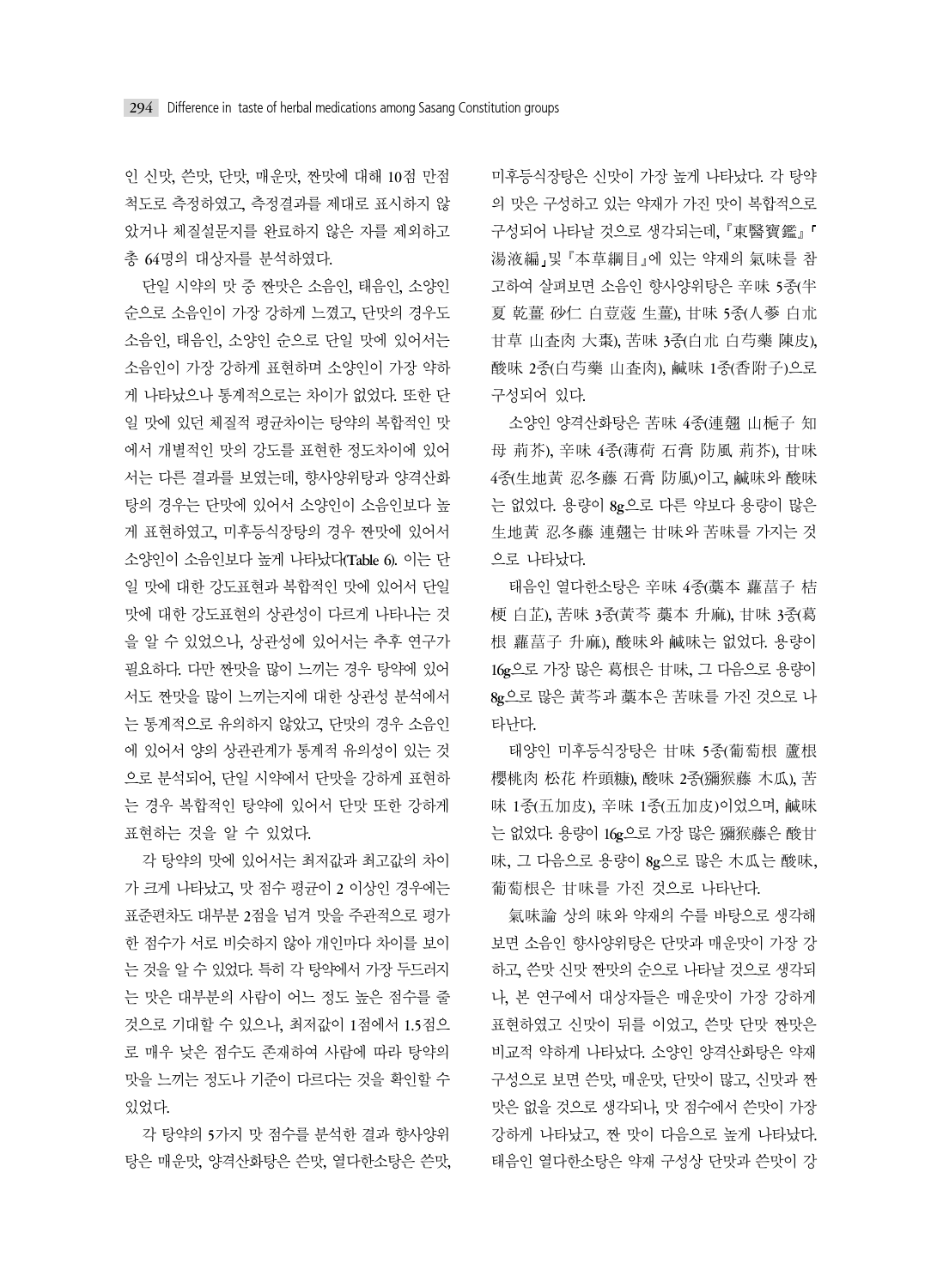인 신맛, 쓴맛, 단맛, 매운맛, 짠맛에 대해 10점 만점 척도로 측정하였고, 측정결과를 제대로 표시하지 않았거나 체질설문지를 완료하지 않은 자를 제외하고 총 64명의 대상자를 분석하였다.

단일 시약의 맛 중 짠맛은 소음인, 태음인, 소양인 순으로 소음인이 가장 강하게 느꼈고, 단맛의 경우도 소음인, 태음인, 소양인 순으로 단일 맛에 있어서는 소음인이 가장 강하게 표현하며 소양인이 가장 약하게 나타났으나 통계적으로는 차이가 없었다. 또한 단일 맛에 있던 체질적 평균차이는 탕약의 복합적인 맛에서 개별적인 맛의 강도를 표현한 정도차이에 있어서는 다른 결과를 보였는데, 향사양위탕과 양격산화탕의 경우는 단맛에 있어서 소양인이 소음인보다 높게 표현하였고, 미후등식장탕의 경우 짠맛에 있어서 소양인이 소음인보다 높게 나타났다(Table 6). 이는 단일 맛에 대한 강도표현과 복합적인 맛에 있어서 단일 맛에 대한 강도표현의 상관성이 다르게 나타나는 것을 알 수 있었으나, 상관성에 있어서는 추후 연구가 필요하다. 다만 짠맛을 많이 느끼는 경우 탕약에 있어서도 짠맛을 많이 느끼는지에 대한 상관성 분석에서는 통계적으로 유의하지 않았고, 단맛의 경우 소음인에 있어서 양의 상관관계가 통계적 유의성이 있는 것으로 분석되어, 단일 시약에서 단맛을 강하게 표현하는 경우 복합적인 탕약에 있어서 단맛 또한 강하게 표현하는 것을 알 수 있었다.

각 탕약의 맛에 있어서는 최저값과 최고값의 차이가 크게 나타났고, 맛 점수 평균이 2 이상인 경우에는 표준편차도 대부분 2점을 넘겨 맛을 주관적으로 평가한 점수가 서로 비슷하지 않아 개인마다 차이를 보이는 것을 알 수 있었다. 특히 각 탕약에서 가장 두드러지는 맛은 대부분의 사람이 어느 정도 높은 점수를 줄 것으로 기대할 수 있으나, 최저값이 1점에서 1.5점으로 매우 낮은 점수도 존재하여 사람에 따라 탕약의 맛을 느끼는 정도나 기준이 다르다는 것을 확인할 수 있었다.

각 탕약의 5가지 맛 점수를 분석한 결과 향사양위탕은 매운맛, 양격산화탕은 쓴맛, 열다한소탕은 쓴맛, 미후등식장탕은 신맛이 가장 높게 나타났다. 각 탕약의 맛은 구성하고 있는 약재가 가진 맛이 복합적으로 구성되어 나타날 것으로 생각되는데, 『東醫寶鑑』「湯液編」및 『本草綱目』에 있는 약재의 氣味를 참고하여 살펴보면 소음인 향사양위탕은 辛味 5종(半夏 乾薑 砂仁 白荳蔲 生薑), 甘味 5종(人蔘 白朮 甘草 山査肉 大棗), 苦味 3종(白朮 白芍藥 陳皮), 酸味 2종(白芍藥 山査肉), 鹹味 1종(香附子)으로 구성되어 있다.

소양인 양격산화탕은 苦味 4종(連翹 山梔子 知母 荊芥), 辛味 4종(薄荷 石膏 防風 荊芥), 甘味 4종(生地黃 忍冬藤 石膏 防風)이고, 鹹味와 酸味는 없었다. 용량이 8g으로 다른 약보다 용량이 많은 生地黃 忍冬藤 連翹는 甘味와 苦味를 가지는 것으로 나타났다.

태음인 열다한소탕은 辛味 4종(藁本 蘿葍子 桔梗 白芷), 苦味 3종(黃芩 藁本 升麻), 甘味 3종(葛根 蘿葍子 升麻), 酸味와 鹹味는 없었다. 용량이 16g으로 가장 많은 葛根은 甘味, 그 다음으로 용량이 8g으로 많은 黃芩과 藁本은 苦味를 가진 것으로 나타난다.

태양인 미후등식장탕은 甘味 5종(葡萄根 蘆根 櫻桃肉 松花 杵頭糠), 酸味 2종(獼猴藤 木瓜), 苦味 1종(五加皮), 辛味 1종(五加皮)이었으며, 鹹味는 없었다. 용량이 16g으로 가장 많은 獼猴藤은 酸甘味, 그 다음으로 용량이 8g으로 많은 木瓜는 酸味, 葡萄根은 甘味를 가진 것으로 나타난다.

氣味論 상의 味와 약재의 수를 바탕으로 생각해 보면 소음인 향사양위탕은 단맛과 매운맛이 가장 강하고, 쓴맛 신맛 짠맛의 순으로 나타날 것으로 생각되나, 본 연구에서 대상자들은 매운맛이 가장 강하게 표현하였고 신맛이 뒤를 이었고, 쓴맛 단맛 짠맛은 비교적 약하게 나타났다. 소양인 양격산화탕은 약재 구성으로 보면 쓴맛, 매운맛, 단맛이 많고, 신맛과 짠맛은 없을 것으로 생각되나, 맛 점수에서 쓴맛이 가장 강하게 나타났고, 짠 맛이 다음으로 높게 나타났다. 태음인 열다한소탕은 약재 구성상 단맛과 쓴맛이 강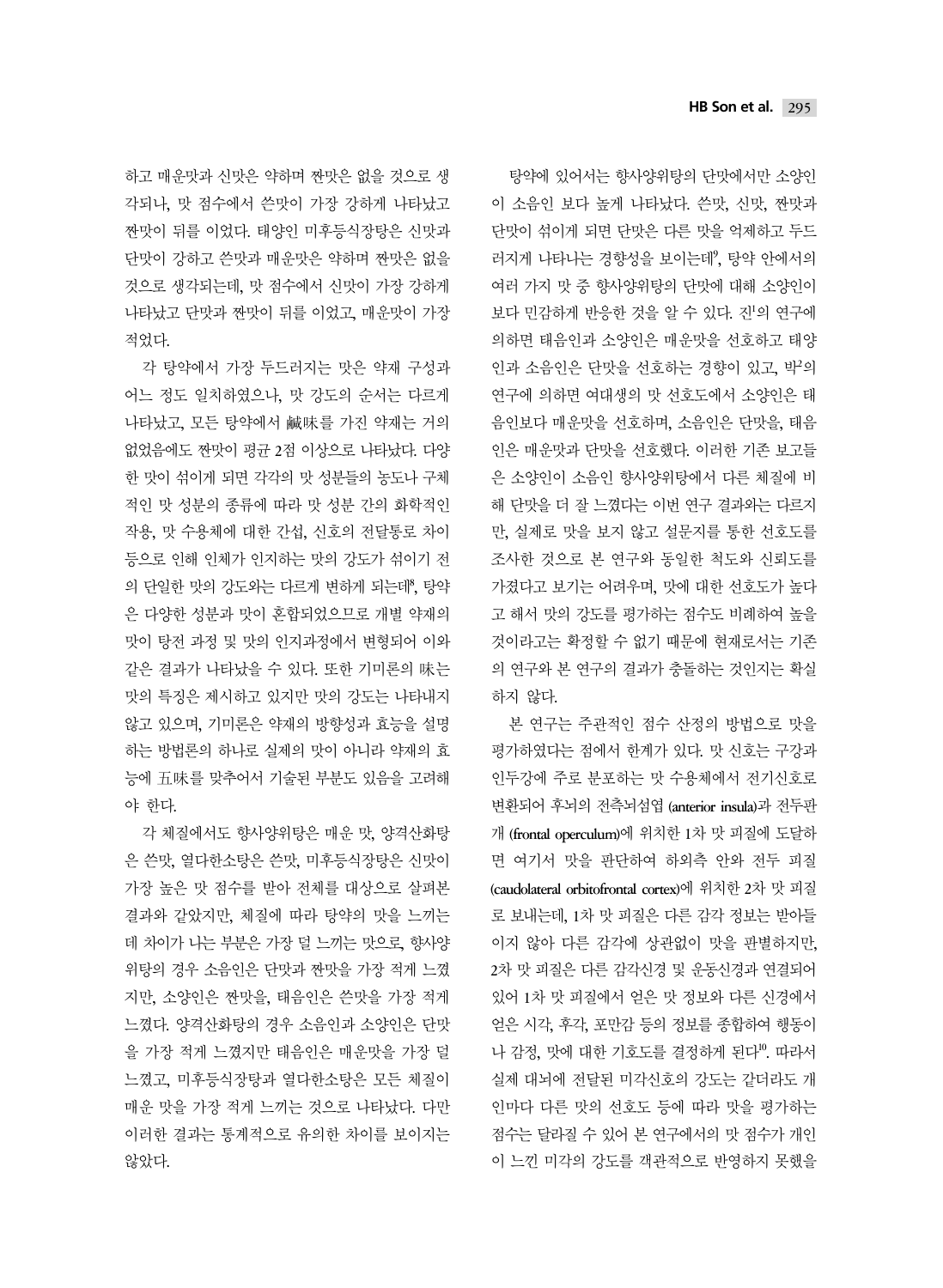하고 매운맛과 신맛은 약하며 짠맛은 없을 것으로 생각되나, 맛 점수에서 쓴맛이 가장 강하게 나타났고 짠맛이 뒤를 이었다. 태양인 미후등식장탕은 신맛과 단맛이 강하고 쓴맛과 매운맛은 약하며 짠맛은 없을 것으로 생각되는데, 맛 점수에서 신맛이 가장 강하게 나타났고 단맛과 짠맛이 뒤를 이었고, 매운맛이 가장 적었다.

각 탕약에서 가장 두드러지는 맛은 약재 구성과 어느 정도 일치하였으나, 맛 강도의 순서는 다르게 나타났고, 모든 탕약에서 鹹味를 가진 약재는 거의 없었음에도 짠맛이 평균 2점 이상으로 나타났다. 다양한 맛이 섞이게 되면 각각의 맛 성분들의 농도나 구체적인 맛 성분의 종류에 따라 맛 성분 간의 화학적인 작용, 맛 수용체에 대한 간섭, 신호의 전달통로 차이 등으로 인해 인체가 인지하는 맛의 강도가 섞이기 전의 단일한 맛의 강도와는 다르게 변하게 되는데[8], 탕약은 다양한 성분과 맛이 혼합되었으므로 개별 약재의 맛이 탕전 과정 및 맛의 인지과정에서 변형되어 이와 같은 결과가 나타났을 수 있다. 또한 기미론의 味는 맛의 특징은 제시하고 있지만 맛의 강도는 나타내지 않고 있으며, 기미론은 약재의 방향성과 효능을 설명하는 방법론의 하나로 실제의 맛이 아니라 약재의 효능에 五味를 맞추어서 기술된 부분도 있음을 고려해야 한다.

각 체질에서도 향사양위탕은 매운 맛, 양격산화탕은 쓴맛, 열다한소탕은 쓴맛, 미후등식장탕은 신맛이 가장 높은 맛 점수를 받아 전체를 대상으로 살펴본 결과와 같았지만, 체질에 따라 탕약의 맛을 느끼는 데 차이가 나는 부분은 가장 덜 느끼는 맛으로, 향사양위탕의 경우 소음인은 단맛과 짠맛을 가장 적게 느꼈지만, 소양인은 짠맛을, 태음인은 쓴맛을 가장 적게 느꼈다. 양격산화탕의 경우 소음인과 소양인은 단맛을 가장 적게 느꼈지만 태음인은 매운맛을 가장 덜 느꼈고, 미후등식장탕과 열다한소탕은 모든 체질이 매운 맛을 가장 적게 느끼는 것으로 나타났다. 다만 이러한 결과는 통계적으로 유의한 차이를 보이지는 않았다.

탕약에 있어서는 향사양위탕의 단맛에서만 소양인이 소음인 보다 높게 나타났다. 쓴맛, 신맛, 짠맛과 단맛이 섞이게 되면 단맛은 다른 맛을 억제하고 두드러지게 나타나는 경향성을 보이는데[9], 탕약 안에서의 여러 가지 맛 중 향사양위탕의 단맛에 대해 소양인이 보다 민감하게 반응한 것을 알 수 있다. 진[1]의 연구에 의하면 태음인과 소양인은 매운맛을 선호하고 태양인과 소음인은 단맛을 선호하는 경향이 있고, 박[2]의 연구에 의하면 여대생의 맛 선호도에서 소양인은 태음인보다 매운맛을 선호하며, 소음인은 단맛을, 태음인은 매운맛과 단맛을 선호했다. 이러한 기존 보고들은 소양인이 소음인 향사양위탕에서 다른 체질에 비해 단맛을 더 잘 느꼈다는 이번 연구 결과와는 다르지만, 실제로 맛을 보지 않고 설문지를 통한 선호도를 조사한 것으로 본 연구와 동일한 척도와 신뢰도를 가졌다고 보기는 어려우며, 맛에 대한 선호도가 높다고 해서 맛의 강도를 평가하는 점수도 비례하여 높을 것이라고는 확정할 수 없기 때문에 현재로서는 기존의 연구와 본 연구의 결과가 충돌하는 것인지는 확실하지 않다.

본 연구는 주관적인 점수 산정의 방법으로 맛을 평가하였다는 점에서 한계가 있다. 맛 신호는 구강과 인두강에 주로 분포하는 맛 수용체에서 전기신호로 변환되어 후뇌의 전측뇌섬엽 (anterior insula)과 전두판개 (frontal operculum)에 위치한 1차 맛 피질에 도달하면 여기서 맛을 판단하여 하외측 안와 전두 피질 (caudolateral orbitofrontal cortex)에 위치한 2차 맛 피질로 보내는데, 1차 맛 피질은 다른 감각 정보는 받아들이지 않아 다른 감각에 상관없이 맛을 판별하지만, 2차 맛 피질은 다른 감각신경 및 운동신경과 연결되어 있어 1차 맛 피질에서 얻은 맛 정보와 다른 신경에서 얻은 시각, 후각, 포만감 등의 정보를 종합하여 행동이나 감정, 맛에 대한 기호도를 결정하게 된다[10]. 따라서 실제 대뇌에 전달된 미각신호의 강도는 같더라도 개인마다 다른 맛의 선호도 등에 따라 맛을 평가하는 점수는 달라질 수 있어 본 연구에서의 맛 점수가 개인이 느낀 미각의 강도를 객관적으로 반영하지 못했을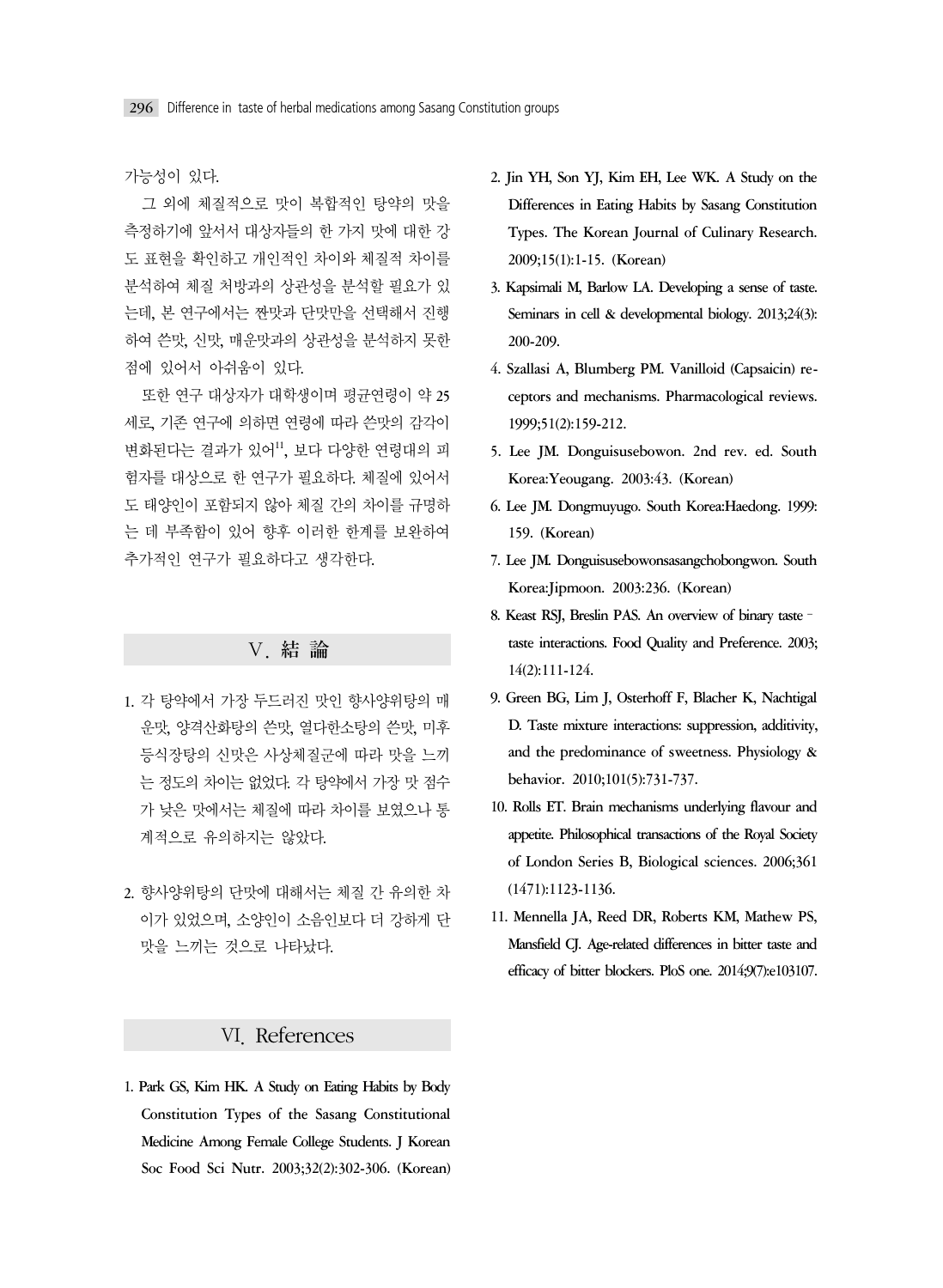가능성이 있다.

그 외에 체질적으로 맛이 복합적인 탕약의 맛을 측정하기에 앞서서 대상자들의 한 가지 맛에 대한 강도 표현을 확인하고 개인적인 차이와 체질적 차이를 분석하여 체질 처방과의 상관성을 분석할 필요가 있는데, 본 연구에서는 짠맛과 단맛만을 선택해서 진행하여 쓴맛, 신맛, 매운맛과의 상관성을 분석하지 못한 점에 있어서 아쉬움이 있다.

또한 연구 대상자가 대학생이며 평균연령이 약 25세로, 기존 연구에 의하면 연령에 따라 쓴맛의 감각이 변화된다는 결과가 있어[11], 보다 다양한 연령대의 피험자를 대상으로 한 연구가 필요하다. 체질에 있어서도 태양인이 포함되지 않아 체질 간의 차이를 규명하는 데 부족함이 있어 향후 이러한 한계를 보완하여 추가적인 연구가 필요하다고 생각한다.

## V. 結 論

1. 각 탕약에서 가장 두드러진 맛인 향사양위탕의 매운맛, 양격산화탕의 쓴맛, 열다한소탕의 쓴맛, 미후등식장탕의 신맛은 사상체질군에 따라 맛을 느끼는 정도의 차이는 없었다. 각 탕약에서 가장 맛 점수가 낮은 맛에서는 체질에 따라 차이를 보였으나 통계적으로 유의하지는 않았다.

2. 향사양위탕의 단맛에 대해서는 체질 간 유의한 차이가 있었으며, 소양인이 소음인보다 더 강하게 단맛을 느끼는 것으로 나타났다.

## VI. References

1. Park GS, Kim HK. A Study on Eating Habits by Body Constitution Types of the Sasang Constitutional Medicine Among Female College Students. J Korean Soc Food Sci Nutr. 2003;32(2):302-306. (Korean)
2. Jin YH, Son YJ, Kim EH, Lee WK. A Study on the Differences in Eating Habits by Sasang Constitution Types. The Korean Journal of Culinary Research. 2009;15(1):1-15. (Korean)
3. Kapsimali M, Barlow LA. Developing a sense of taste. Seminars in cell & developmental biology. 2013;24(3):200-209.
4. Szallasi A, Blumberg PM. Vanilloid (Capsaicin) receptors and mechanisms. Pharmacological reviews. 1999;51(2):159-212.
5. Lee JM. Donguisusebowon. 2nd rev. ed. South Korea:Yeougang. 2003:43. (Korean)
6. Lee JM. Dongmuyugo. South Korea:Haedong. 1999:159. (Korean)
7. Lee JM. Donguisusebowonsasangchobongwon. South Korea:Jipmoon. 2003:236. (Korean)
8. Keast RSJ, Breslin PAS. An overview of binary taste–taste interactions. Food Quality and Preference. 2003;14(2):111-124.
9. Green BG, Lim J, Osterhoff F, Blacher K, Nachtigal D. Taste mixture interactions: suppression, additivity, and the predominance of sweetness. Physiology & behavior. 2010;101(5):731-737.
10. Rolls ET. Brain mechanisms underlying flavour and appetite. Philosophical transactions of the Royal Society of London Series B, Biological sciences. 2006;361(1471):1123-1136.
11. Mennella JA, Reed DR, Roberts KM, Mathew PS, Mansfield CJ. Age-related differences in bitter taste and efficacy of bitter blockers. PloS one. 2014;9(7):e103107.